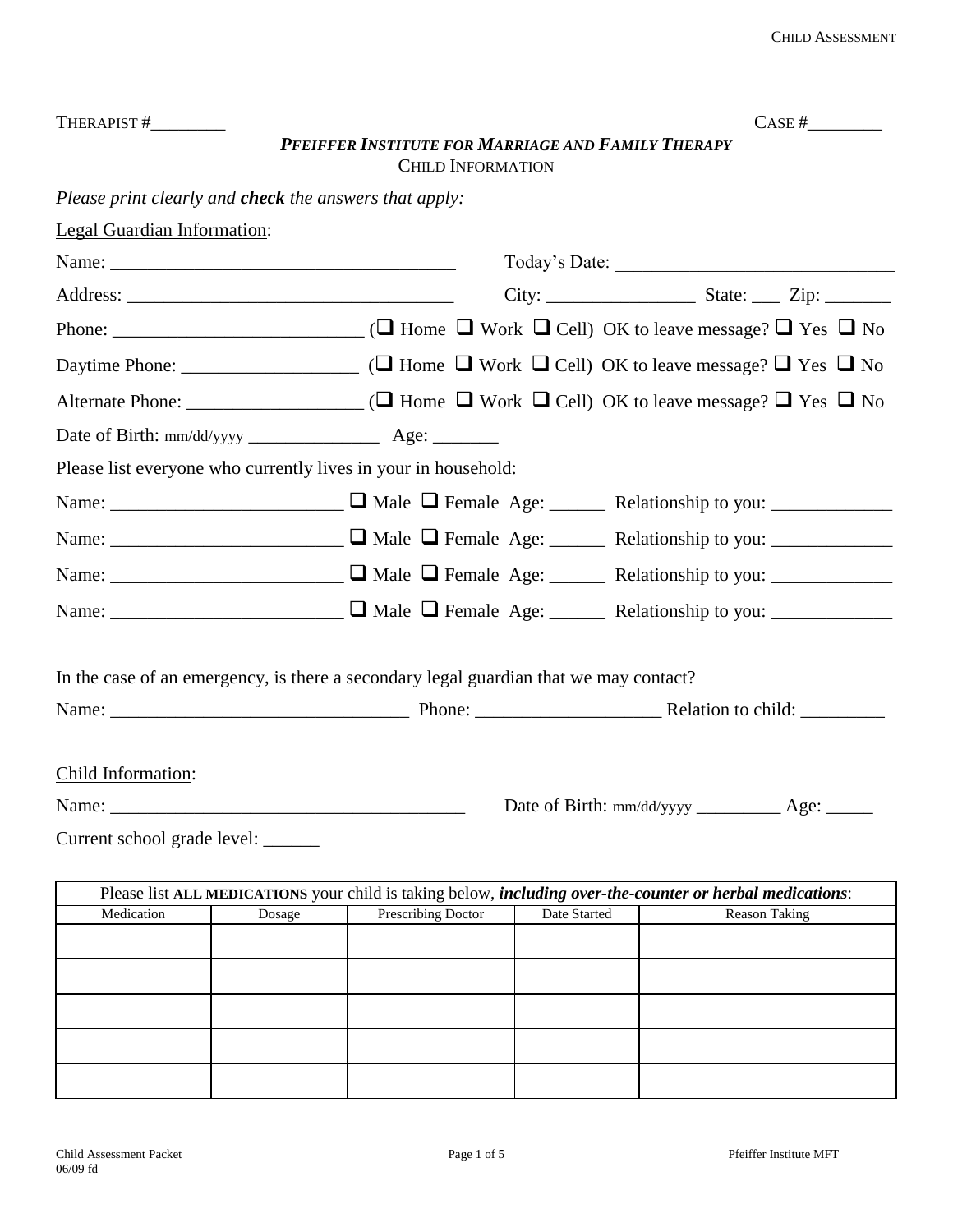THERAPIST #________ CASE #________

### *PFEIFFER INSTITUTE FOR MARRIAGE AND FAMILY THERAPY*

CHILD INFORMATION

*Please print clearly and **check** the answers that apply:*

Legal Guardian Information:

Name: ____________________________________ Today's Date: ______________________________

Address: __________________________________ City: ________________ State: ___ Zip: _______

Phone: __________________________ (❑ Home ❑ Work ❑ Cell) OK to leave message? ❑ Yes ❑ No

Daytime Phone: __________________ (❑ Home ❑ Work ❑ Cell) OK to leave message? ❑ Yes ❑ No

Alternate Phone: __________________ (❑ Home ❑ Work ❑ Cell) OK to leave message? ❑ Yes ❑ No

Date of Birth: mm/dd/yyyy ______________ Age: _______

Please list everyone who currently lives in your in household:

Name: ________________________ ❑ Male ❑ Female Age: ______ Relationship to you: _____________

Name: ________________________ ❑ Male ❑ Female Age: ______ Relationship to you: _____________

Name: ________________________ ❑ Male ❑ Female Age: ______ Relationship to you: _____________

Name: ________________________ ❑ Male ❑ Female Age: ______ Relationship to you: _____________

In the case of an emergency, is there a secondary legal guardian that we may contact?

Name: _______________________________ Phone: ___________________ Relation to child: _________

Child Information:

Name: _____________________________________ Date of Birth: mm/dd/yyyy _________ Age: _____

Current school grade level: ______

| Please list **ALL MEDICATIONS** your child is taking below, ***including over-the-counter or herbal medications***: | | | | |
|---|---|---|---|---|
| Medication | Dosage | Prescribing Doctor | Date Started | Reason Taking |
| | | | | |
| | | | | |
| | | | | |
| | | | | |
| | | | | |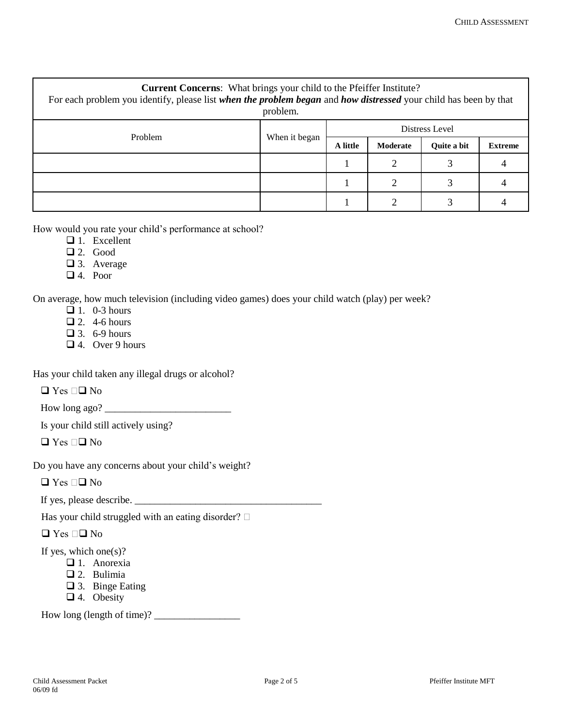| **Current Concerns**: What brings your child to the Pfeiffer Institute? For each problem you identify, please list ***when the problem began*** and ***how distressed*** your child has been by that problem. | | | | | |
|---|---|---|---|---|---|
| Problem | When it began | Distress Level | | | |
| | | **A little** | **Moderate** | **Quite a bit** | **Extreme** |
| | | 1 | 2 | 3 | 4 |
| | | 1 | 2 | 3 | 4 |
| | | 1 | 2 | 3 | 4 |

How would you rate your child's performance at school?

- ❑ 1. Excellent
- ❑ 2. Good
- ❑ 3. Average
- ❑ 4. Poor

On average, how much television (including video games) does your child watch (play) per week?

- ❑ 1. 0-3 hours
- ❑ 2. 4-6 hours
- ❑ 3. 6-9 hours
- ❑ 4. Over 9 hours

Has your child taken any illegal drugs or alcohol?

❑ Yes ❑ No

How long ago? ________________________

Is your child still actively using?

❑ Yes ❑ No

Do you have any concerns about your child's weight?

❑ Yes ❑ No

If yes, please describe. ____________________________________

Has your child struggled with an eating disorder?

❑ Yes ❑ No

If yes, which one(s)?

- ❑ 1. Anorexia
- ❑ 2. Bulimia
- ❑ 3. Binge Eating
- ❑ 4. Obesity

How long (length of time)? _________________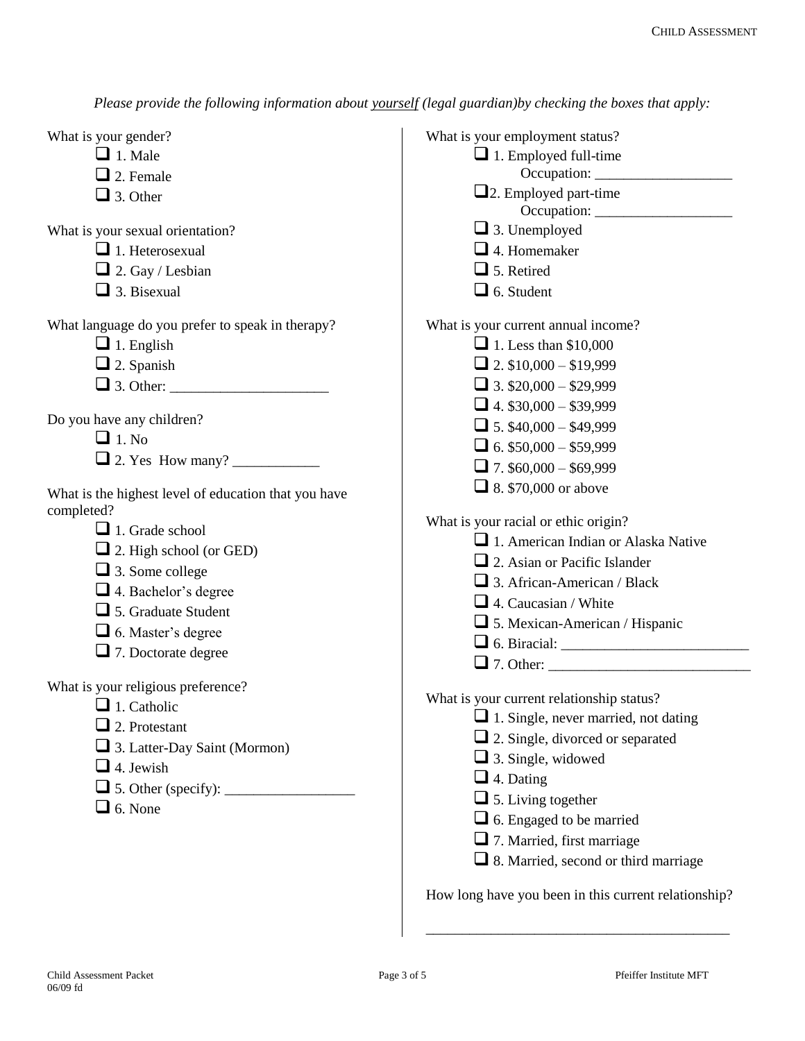*Please provide the following information about <u>yourself</u> (legal guardian)by checking the boxes that apply:*

What is your gender?

- ❑ 1. Male
- ❑ 2. Female
- ❑ 3. Other

What is your sexual orientation?

- ❑ 1. Heterosexual
- ❑ 2. Gay / Lesbian
- ❑ 3. Bisexual

What language do you prefer to speak in therapy?

- ❑ 1. English
- ❑ 2. Spanish
- ❑ 3. Other: ______________________

Do you have any children?

- ❑ 1. No
- ❑ 2. Yes How many? ____________

What is the highest level of education that you have completed?

- ❑ 1. Grade school
- ❑ 2. High school (or GED)
- ❑ 3. Some college
- ❑ 4. Bachelor's degree
- ❑ 5. Graduate Student
- ❑ 6. Master's degree
- ❑ 7. Doctorate degree

What is your religious preference?

- ❑ 1. Catholic
- ❑ 2. Protestant
- ❑ 3. Latter-Day Saint (Mormon)
- ❑ 4. Jewish
- ❑ 5. Other (specify): __________________
- ❑ 6. None

What is your employment status?

- ❑ 1. Employed full-time
  Occupation: ___________________
- ❑2. Employed part-time
  Occupation: ___________________
- ❑ 3. Unemployed
- ❑ 4. Homemaker
- ❑ 5. Retired
- ❑ 6. Student

What is your current annual income?

- ❑ 1. Less than $10,000
- ❑ 2. $10,000 – $19,999
- ❑ 3. $20,000 – $29,999
- ❑ 4. $30,000 – $39,999
- ❑ 5. $40,000 – $49,999
- ❑ 6. $50,000 – $59,999
- ❑ 7. $60,000 – $69,999
- ❑ 8. $70,000 or above

What is your racial or ethic origin?

- ❑ 1. American Indian or Alaska Native
- ❑ 2. Asian or Pacific Islander
- ❑ 3. African-American / Black
- ❑ 4. Caucasian / White
- ❑ 5. Mexican-American / Hispanic
- ❑ 6. Biracial: _________________________
- ❑ 7. Other: ___________________________

What is your current relationship status?

- ❑ 1. Single, never married, not dating
- ❑ 2. Single, divorced or separated
- ❑ 3. Single, widowed
- ❑ 4. Dating
- ❑ 5. Living together
- ❑ 6. Engaged to be married
- ❑ 7. Married, first marriage
- ❑ 8. Married, second or third marriage

How long have you been in this current relationship?

_____________________________________________

Child Assessment Packet
06/09 fd

Pfeiffer Institute MFT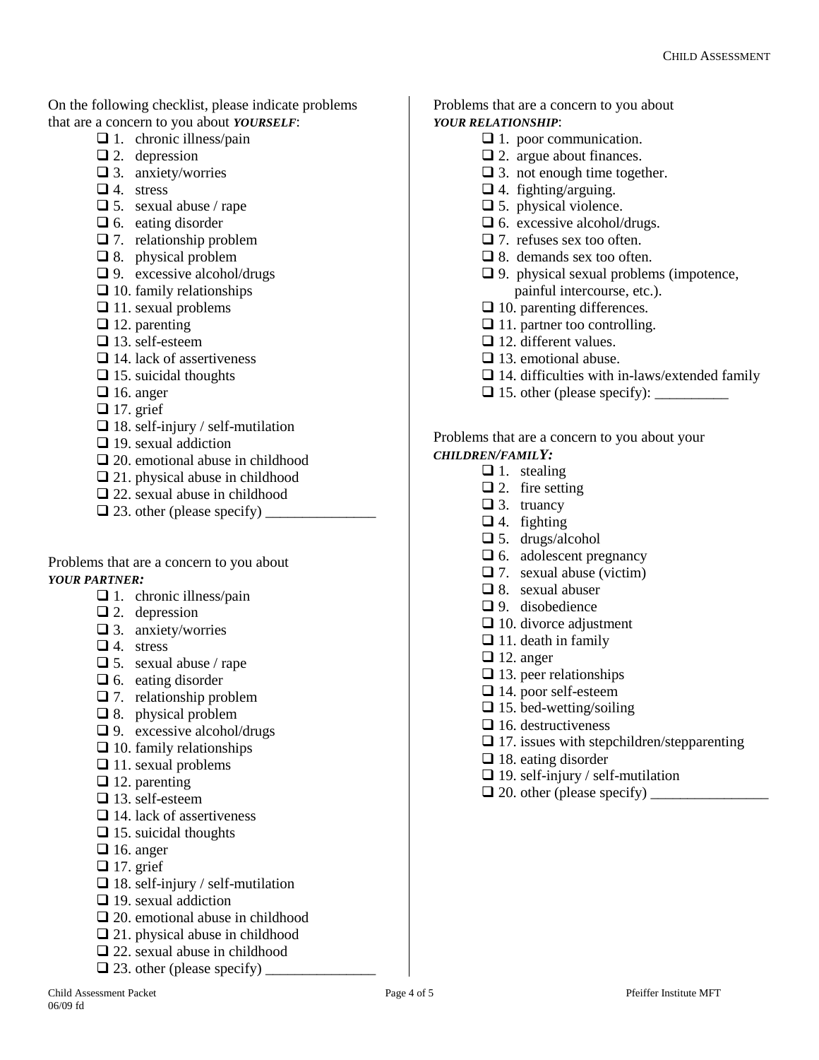On the following checklist, please indicate problems that are a concern to you about ***YOURSELF***:

- ❑ 1. chronic illness/pain
- ❑ 2. depression
- ❑ 3. anxiety/worries
- ❑ 4. stress
- ❑ 5. sexual abuse / rape
- ❑ 6. eating disorder
- ❑ 7. relationship problem
- ❑ 8. physical problem
- ❑ 9. excessive alcohol/drugs
- ❑ 10. family relationships
- ❑ 11. sexual problems
- ❑ 12. parenting
- ❑ 13. self-esteem
- ❑ 14. lack of assertiveness
- ❑ 15. suicidal thoughts
- ❑ 16. anger
- ❑ 17. grief
- ❑ 18. self-injury / self-mutilation
- ❑ 19. sexual addiction
- ❑ 20. emotional abuse in childhood
- ❑ 21. physical abuse in childhood
- ❑ 22. sexual abuse in childhood
- ❑ 23. other (please specify) _______________

Problems that are a concern to you about ***YOUR PARTNER:***

- ❑ 1. chronic illness/pain
- ❑ 2. depression
- ❑ 3. anxiety/worries
- ❑ 4. stress
- ❑ 5. sexual abuse / rape
- ❑ 6. eating disorder
- ❑ 7. relationship problem
- ❑ 8. physical problem
- ❑ 9. excessive alcohol/drugs
- ❑ 10. family relationships
- ❑ 11. sexual problems
- ❑ 12. parenting
- ❑ 13. self-esteem
- ❑ 14. lack of assertiveness
- ❑ 15. suicidal thoughts
- ❑ 16. anger
- ❑ 17. grief
- ❑ 18. self-injury / self-mutilation
- ❑ 19. sexual addiction
- ❑ 20. emotional abuse in childhood
- ❑ 21. physical abuse in childhood
- ❑ 22. sexual abuse in childhood
- ❑ 23. other (please specify) _______________

Problems that are a concern to you about ***YOUR RELATIONSHIP***:

- ❑ 1. poor communication.
- ❑ 2. argue about finances.
- ❑ 3. not enough time together.
- ❑ 4. fighting/arguing.
- ❑ 5. physical violence.
- ❑ 6. excessive alcohol/drugs.
- ❑ 7. refuses sex too often.
- ❑ 8. demands sex too often.
- ❑ 9. physical sexual problems (impotence, painful intercourse, etc.).
- ❑ 10. parenting differences.
- ❑ 11. partner too controlling.
- ❑ 12. different values.
- ❑ 13. emotional abuse.
- ❑ 14. difficulties with in-laws/extended family
- ❑ 15. other (please specify): __________

Problems that are a concern to you about your ***CHILDREN/FAMILY:***

- ❑ 1. stealing
- ❑ 2. fire setting
- ❑ 3. truancy
- ❑ 4. fighting
- ❑ 5. drugs/alcohol
- ❑ 6. adolescent pregnancy
- ❑ 7. sexual abuse (victim)
- ❑ 8. sexual abuser
- ❑ 9. disobedience
- ❑ 10. divorce adjustment
- ❑ 11. death in family
- ❑ 12. anger
- ❑ 13. peer relationships
- ❑ 14. poor self-esteem
- ❑ 15. bed-wetting/soiling
- ❑ 16. destructiveness
- ❑ 17. issues with stepchildren/stepparenting
- ❑ 18. eating disorder
- ❑ 19. self-injury / self-mutilation
- ❑ 20. other (please specify) ________________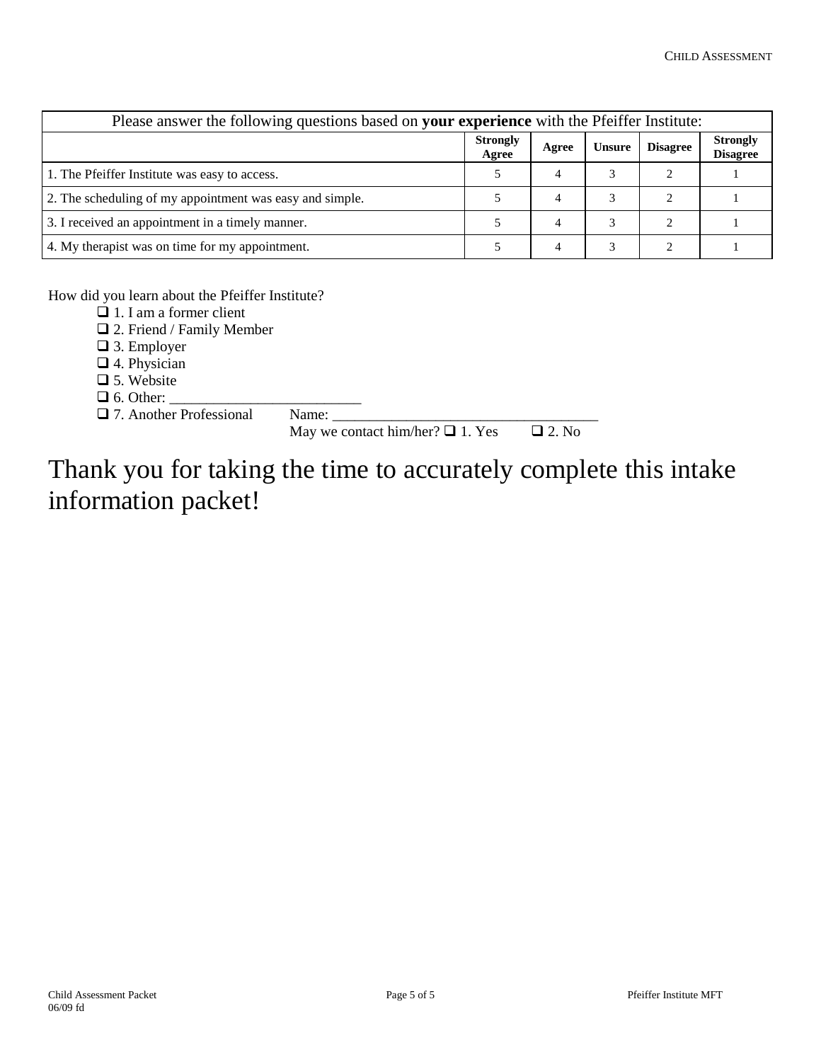| Please answer the following questions based on **your experience** with the Pfeiffer Institute: | | | | | |
|---|---|---|---|---|---|
| | **Strongly Agree** | **Agree** | **Unsure** | **Disagree** | **Strongly Disagree** |
| 1. The Pfeiffer Institute was easy to access. | 5 | 4 | 3 | 2 | 1 |
| 2. The scheduling of my appointment was easy and simple. | 5 | 4 | 3 | 2 | 1 |
| 3. I received an appointment in a timely manner. | 5 | 4 | 3 | 2 | 1 |
| 4. My therapist was on time for my appointment. | 5 | 4 | 3 | 2 | 1 |

How did you learn about the Pfeiffer Institute?

- ❑ 1. I am a former client
- ❑ 2. Friend / Family Member
- ❑ 3. Employer
- ❑ 4. Physician
- ❑ 5. Website
- ❑ 6. Other: __________________________
- ❑ 7. Another Professional   Name: ____________________________________
  May we contact him/her? ❑ 1. Yes   ❑ 2. No

# Thank you for taking the time to accurately complete this intake information packet!